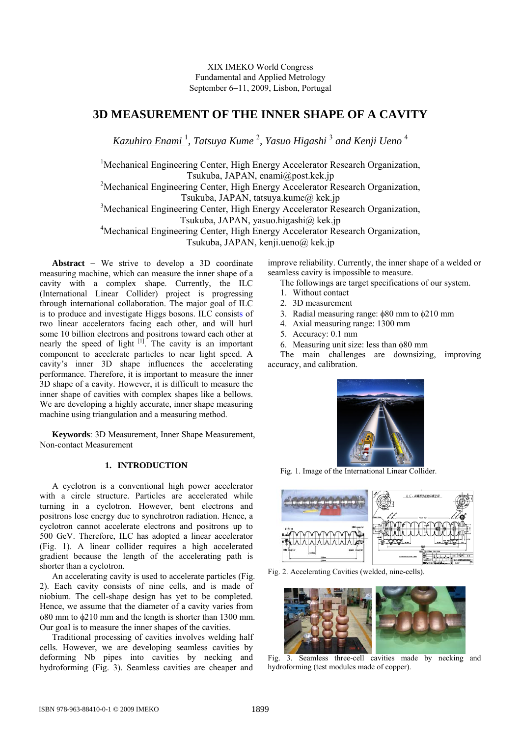XIX IMEKO World Congress
Fundamental and Applied Metrology
September 6−11, 2009, Lisbon, Portugal

# 3D MEASUREMENT OF THE INNER SHAPE OF A CAVITY

*Kazuhiro Enami* [1], *Tatsuya Kume* [2], *Yasuo Higashi* [3] *and Kenji Ueno* [4]

[1]Mechanical Engineering Center, High Energy Accelerator Research Organization, Tsukuba, JAPAN, enami@post.kek.jp
[2]Mechanical Engineering Center, High Energy Accelerator Research Organization, Tsukuba, JAPAN, tatsuya.kume@ kek.jp
[3]Mechanical Engineering Center, High Energy Accelerator Research Organization, Tsukuba, JAPAN, yasuo.higashi@ kek.jp
[4]Mechanical Engineering Center, High Energy Accelerator Research Organization, Tsukuba, JAPAN, kenji.ueno@ kek.jp

**Abstract** − We strive to develop a 3D coordinate measuring machine, which can measure the inner shape of a cavity with a complex shape. Currently, the ILC (International Linear Collider) project is progressing through international collaboration. The major goal of ILC is to produce and investigate Higgs bosons. ILC consists of two linear accelerators facing each other, and will hurl some 10 billion electrons and positrons toward each other at nearly the speed of light [1]. The cavity is an important component to accelerate particles to near light speed. A cavity's inner 3D shape influences the accelerating performance. Therefore, it is important to measure the inner 3D shape of a cavity. However, it is difficult to measure the inner shape of cavities with complex shapes like a bellows. We are developing a highly accurate, inner shape measuring machine using triangulation and a measuring method.

**Keywords**: 3D Measurement, Inner Shape Measurement, Non-contact Measurement

## 1. INTRODUCTION

A cyclotron is a conventional high power accelerator with a circle structure. Particles are accelerated while turning in a cyclotron. However, bent electrons and positrons lose energy due to synchrotron radiation. Hence, a cyclotron cannot accelerate electrons and positrons up to 500 GeV. Therefore, ILC has adopted a linear accelerator (Fig. 1). A linear collider requires a high accelerated gradient because the length of the accelerating path is shorter than a cyclotron.

An accelerating cavity is used to accelerate particles (Fig. 2). Each cavity consists of nine cells, and is made of niobium. The cell-shape design has yet to be completed. Hence, we assume that the diameter of a cavity varies from ϕ80 mm to ϕ210 mm and the length is shorter than 1300 mm. Our goal is to measure the inner shapes of the cavities.

Traditional processing of cavities involves welding half cells. However, we are developing seamless cavities by deforming Nb pipes into cavities by necking and hydroforming (Fig. 3). Seamless cavities are cheaper and improve reliability. Currently, the inner shape of a welded or seamless cavity is impossible to measure.

The followings are target specifications of our system.

1. Without contact
2. 3D measurement
3. Radial measuring range: ϕ80 mm to ϕ210 mm
4. Axial measuring range: 1300 mm
5. Accuracy: 0.1 mm
6. Measuring unit size: less than ϕ80 mm

The main challenges are downsizing, improving accuracy, and calibration.

Fig. 1. Image of the International Linear Collider.

Fig. 2. Accelerating Cavities (welded, nine-cells).

Fig. 3. Seamless three-cell cavities made by necking and hydroforming (test modules made of copper).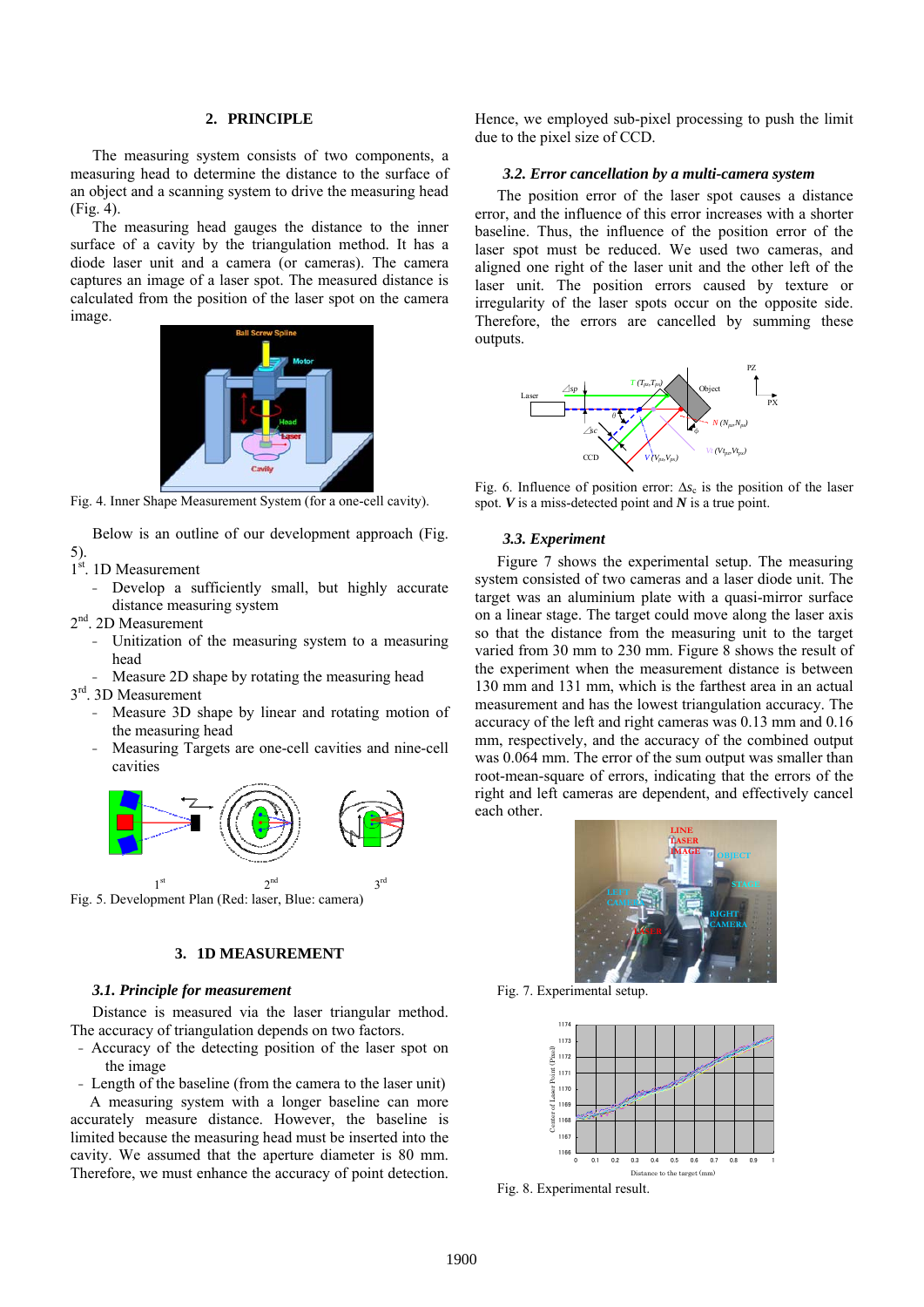## 2. PRINCIPLE

The measuring system consists of two components, a measuring head to determine the distance to the surface of an object and a scanning system to drive the measuring head (Fig. 4).

The measuring head gauges the distance to the inner surface of a cavity by the triangulation method. It has a diode laser unit and a camera (or cameras). The camera captures an image of a laser spot. The measured distance is calculated from the position of the laser spot on the camera image.

Fig. 4. Inner Shape Measurement System (for a one-cell cavity).

Below is an outline of our development approach (Fig. 5).

1st. 1D Measurement
- Develop a sufficiently small, but highly accurate distance measuring system

2nd. 2D Measurement
- Unitization of the measuring system to a measuring head
- Measure 2D shape by rotating the measuring head

3rd. 3D Measurement
- Measure 3D shape by linear and rotating motion of the measuring head
- Measuring Targets are one-cell cavities and nine-cell cavities

Fig. 5. Development Plan (Red: laser, Blue: camera)

## 3. 1D MEASUREMENT

### 3.1. Principle for measurement

Distance is measured via the laser triangular method. The accuracy of triangulation depends on two factors.
- Accuracy of the detecting position of the laser spot on the image
- Length of the baseline (from the camera to the laser unit)

A measuring system with a longer baseline can more accurately measure distance. However, the baseline is limited because the measuring head must be inserted into the cavity. We assumed that the aperture diameter is 80 mm. Therefore, we must enhance the accuracy of point detection. Hence, we employed sub-pixel processing to push the limit due to the pixel size of CCD.

### 3.2. Error cancellation by a multi-camera system

The position error of the laser spot causes a distance error, and the influence of this error increases with a shorter baseline. Thus, the influence of the position error of the laser spot must be reduced. We used two cameras, and aligned one right of the laser unit and the other left of the laser unit. The position errors caused by texture or irregularity of the laser spots occur on the opposite side. Therefore, the errors are cancelled by summing these outputs.

Fig. 6. Influence of position error: $\Delta s_c$ is the position of the laser spot. ***V*** is a miss-detected point and ***N*** is a true point.

### 3.3. Experiment

Figure 7 shows the experimental setup. The measuring system consisted of two cameras and a laser diode unit. The target was an aluminium plate with a quasi-mirror surface on a linear stage. The target could move along the laser axis so that the distance from the measuring unit to the target varied from 30 mm to 230 mm. Figure 8 shows the result of the experiment when the measurement distance is between 130 mm and 131 mm, which is the farthest area in an actual measurement and has the lowest triangulation accuracy. The accuracy of the left and right cameras was 0.13 mm and 0.16 mm, respectively, and the accuracy of the combined output was 0.064 mm. The error of the sum output was smaller than root-mean-square of errors, indicating that the errors of the right and left cameras are dependent, and effectively cancel each other.

Fig. 7. Experimental setup.

Fig. 8. Experimental result.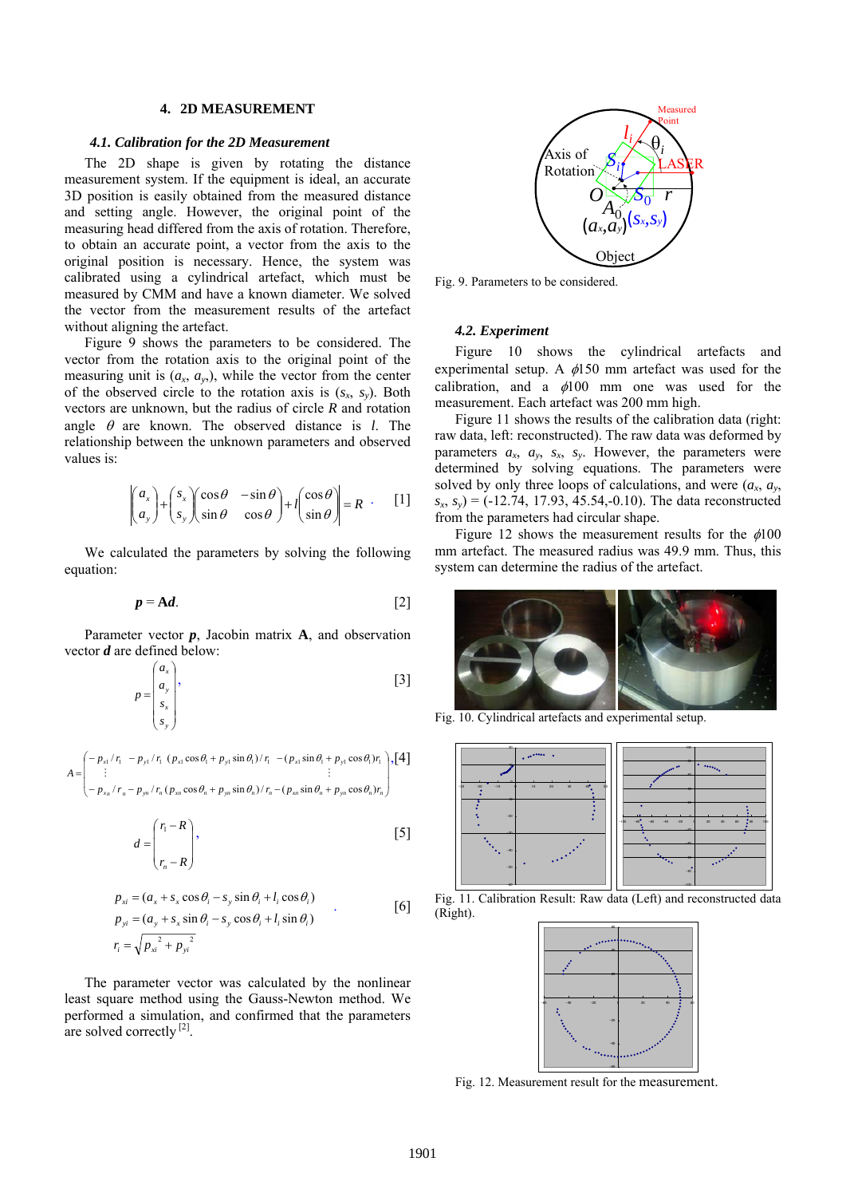## 4. 2D MEASUREMENT

### *4.1. Calibration for the 2D Measurement*

The 2D shape is given by rotating the distance measurement system. If the equipment is ideal, an accurate 3D position is easily obtained from the measured distance and setting angle. However, the original point of the measuring head differed from the axis of rotation. Therefore, to obtain an accurate point, a vector from the axis to the original position is necessary. Hence, the system was calibrated using a cylindrical artefact, which must be measured by CMM and have a known diameter. We solved the vector from the measurement results of the artefact without aligning the artefact.

Figure 9 shows the parameters to be considered. The vector from the rotation axis to the original point of the measuring unit is ($a_x$, $a_y$), while the vector from the center of the observed circle to the rotation axis is ($s_x$, $s_y$). Both vectors are unknown, but the radius of circle $R$ and rotation angle $\theta$ are known. The observed distance is $l$. The relationship between the unknown parameters and observed values is:

$$\left| \begin{pmatrix} a_x \\ a_y \end{pmatrix} + \begin{pmatrix} s_x \\ s_y \end{pmatrix} \begin{pmatrix} \cos\theta & -\sin\theta \\ \sin\theta & \cos\theta \end{pmatrix} + l \begin{pmatrix} \cos\theta \\ \sin\theta \end{pmatrix} \right| = R \quad [1]$$

We calculated the parameters by solving the following equation:

$$\boldsymbol{p} = \mathbf{A}\boldsymbol{d}. \quad [2]$$

Parameter vector $\boldsymbol{p}$, Jacobin matrix $\mathbf{A}$, and observation vector $\boldsymbol{d}$ are defined below:

$$p = \begin{pmatrix} a_x \\ a_y \\ s_x \\ s_y \end{pmatrix}, \quad [3]$$

$$A = \begin{pmatrix} -p_{x1}/r_1 & -p_{y1}/r_1 & (p_{x1}\cos\theta_1 + p_{y1}\sin\theta_1)/r_1 & -(p_{x1}\sin\theta_1 + p_{y1}\cos\theta_1)r_1 \\ \vdots & & \vdots & \\ -p_{xn}/r_n & -p_{yn}/r_n & (p_{xn}\cos\theta_n + p_{yn}\sin\theta_n)/r_n & -(p_{xn}\sin\theta_n + p_{yn}\cos\theta_n)r_n \end{pmatrix}, \quad [4]$$

$$d = \begin{pmatrix} r_1 - R \\ \\ r_n - R \end{pmatrix}, \quad [5]$$

$$\begin{aligned} p_{xi} &= (a_x + s_x\cos\theta_i - s_y\sin\theta_i + l_i\cos\theta_i) \\ p_{yi} &= (a_y + s_x\sin\theta_i - s_y\cos\theta_i + l_i\sin\theta_i) \\ r_i &= \sqrt{p_{xi}^2 + p_{yi}^2} \end{aligned} \quad [6]$$

The parameter vector was calculated by the nonlinear least square method using the Gauss-Newton method. We performed a simulation, and confirmed that the parameters are solved correctly [2].

Fig. 9. Parameters to be considered.

### *4.2. Experiment*

Figure 10 shows the cylindrical artefacts and experimental setup. A $\phi$150 mm artefact was used for the calibration, and a $\phi$100 mm one was used for the measurement. Each artefact was 200 mm high.

Figure 11 shows the results of the calibration data (right: raw data, left: reconstructed). The raw data was deformed by parameters $a_x$, $a_y$, $s_x$, $s_y$. However, the parameters were determined by solving equations. The parameters were solved by only three loops of calculations, and were ($a_x$, $a_y$, $s_x$, $s_y$) = (-12.74, 17.93, 45.54,-0.10). The data reconstructed from the parameters had circular shape.

Figure 12 shows the measurement results for the $\phi$100 mm artefact. The measured radius was 49.9 mm. Thus, this system can determine the radius of the artefact.

Fig. 10. Cylindrical artefacts and experimental setup.

Fig. 11. Calibration Result: Raw data (Left) and reconstructed data (Right).

Fig. 12. Measurement result for the measurement.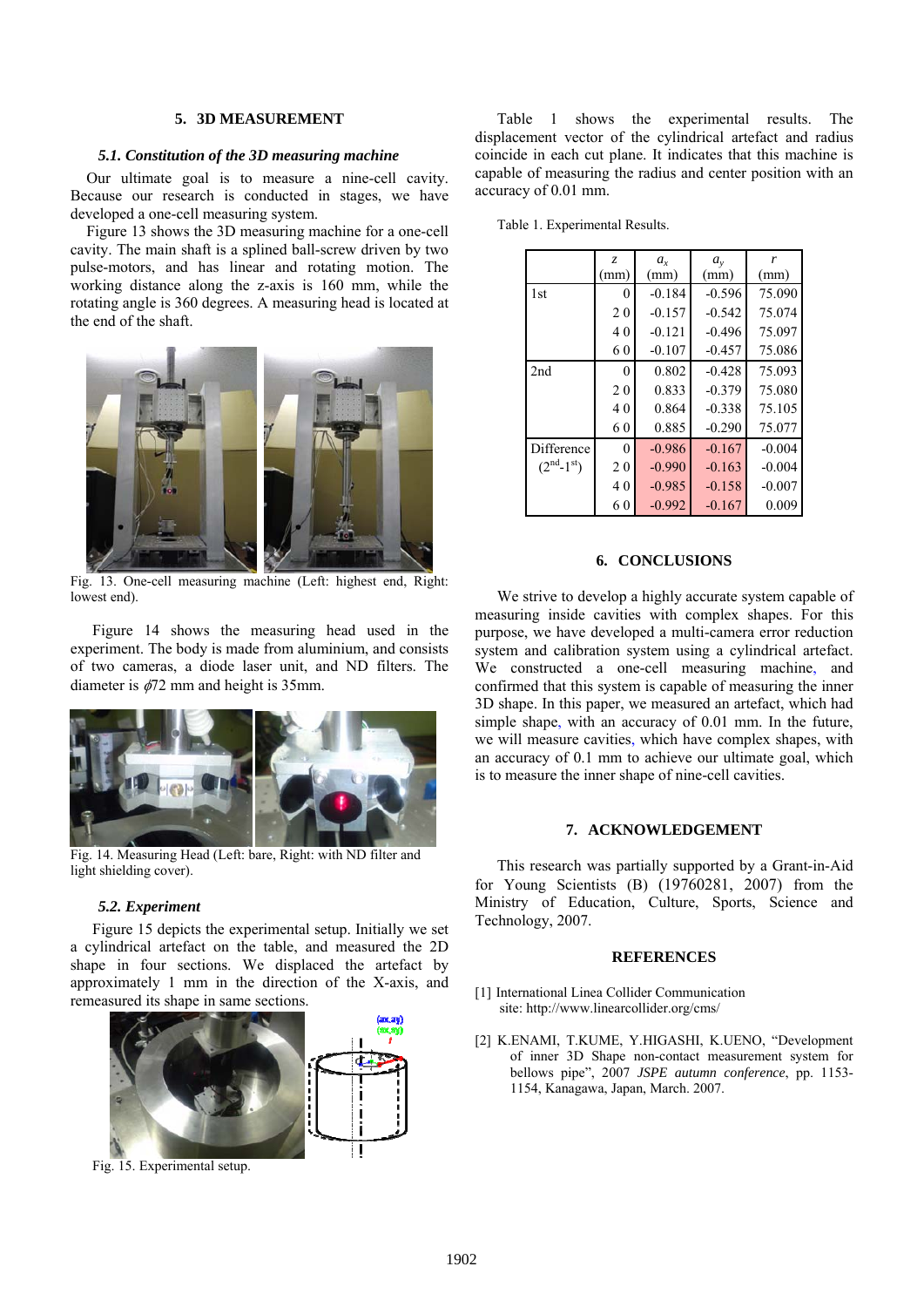## 5. 3D MEASUREMENT

### *5.1. Constitution of the 3D measuring machine*

Our ultimate goal is to measure a nine-cell cavity. Because our research is conducted in stages, we have developed a one-cell measuring system.

Figure 13 shows the 3D measuring machine for a one-cell cavity. The main shaft is a splined ball-screw driven by two pulse-motors, and has linear and rotating motion. The working distance along the z-axis is 160 mm, while the rotating angle is 360 degrees. A measuring head is located at the end of the shaft.

Fig. 13. One-cell measuring machine (Left: highest end, Right: lowest end).

Figure 14 shows the measuring head used in the experiment. The body is made from aluminium, and consists of two cameras, a diode laser unit, and ND filters. The diameter is $\phi$72 mm and height is 35mm.

Fig. 14. Measuring Head (Left: bare, Right: with ND filter and light shielding cover).

### *5.2. Experiment*

Figure 15 depicts the experimental setup. Initially we set a cylindrical artefact on the table, and measured the 2D shape in four sections. We displaced the artefact by approximately 1 mm in the direction of the X-axis, and remeasured its shape in same sections.

(ax,ay)
(ax,ay)

Fig. 15. Experimental setup.

Table 1 shows the experimental results. The displacement vector of the cylindrical artefact and radius coincide in each cut plane. It indicates that this machine is capable of measuring the radius and center position with an accuracy of 0.01 mm.

Table 1. Experimental Results.

| | $z$ (mm) | $a_x$ (mm) | $a_y$ (mm) | $r$ (mm) |
|---|---|---|---|---|
| 1st | 0 | -0.184 | -0.596 | 75.090 |
| | 20 | -0.157 | -0.542 | 75.074 |
| | 40 | -0.121 | -0.496 | 75.097 |
| | 60 | -0.107 | -0.457 | 75.086 |
| 2nd | 0 | 0.802 | -0.428 | 75.093 |
| | 20 | 0.833 | -0.379 | 75.080 |
| | 40 | 0.864 | -0.338 | 75.105 |
| | 60 | 0.885 | -0.290 | 75.077 |
| Difference ($2^{nd}$-$1^{st}$) | 0 | -0.986 | -0.167 | -0.004 |
| | 20 | -0.990 | -0.163 | -0.004 |
| | 40 | -0.985 | -0.158 | -0.007 |
| | 60 | -0.992 | -0.167 | 0.009 |

## 6. CONCLUSIONS

We strive to develop a highly accurate system capable of measuring inside cavities with complex shapes. For this purpose, we have developed a multi-camera error reduction system and calibration system using a cylindrical artefact. We constructed a one-cell measuring machine, and confirmed that this system is capable of measuring the inner 3D shape. In this paper, we measured an artefact, which had simple shape, with an accuracy of 0.01 mm. In the future, we will measure cavities, which have complex shapes, with an accuracy of 0.1 mm to achieve our ultimate goal, which is to measure the inner shape of nine-cell cavities.

## 7. ACKNOWLEDGEMENT

This research was partially supported by a Grant-in-Aid for Young Scientists (B) (19760281, 2007) from the Ministry of Education, Culture, Sports, Science and Technology, 2007.

## REFERENCES

[1] International Linea Collider Communication site: http://www.linearcollider.org/cms/

[2] K.ENAMI, T.KUME, Y.HIGASHI, K.UENO, "Development of inner 3D Shape non-contact measurement system for bellows pipe", 2007 *JSPE autumn conference*, pp. 1153-1154, Kanagawa, Japan, March. 2007.